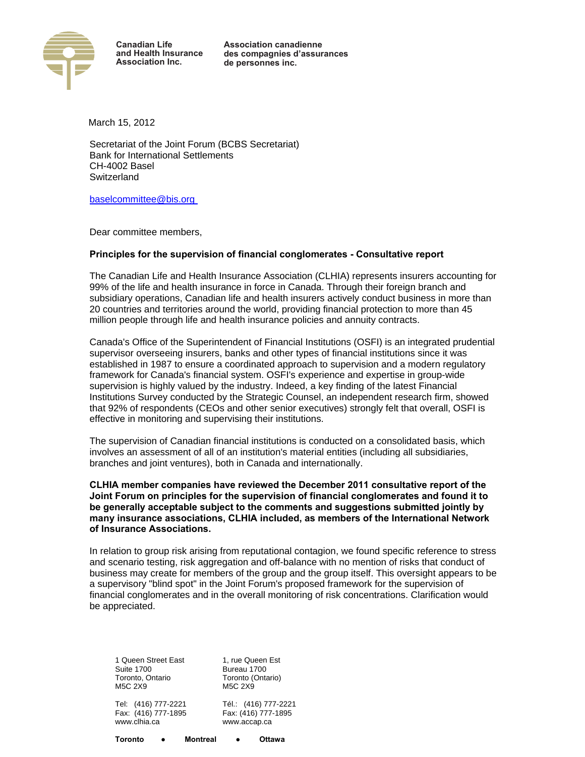Canadian Life and Health Insurance Association Inc.

Association canadienne des compagnies d'assurances de personnes inc.

March 15, 2012

Secretariat of the Joint Forum (BCBS Secretariat)
Bank for International Settlements
CH-4002 Basel
Switzerland

baselcommittee@bis.org

Dear committee members,

**Principles for the supervision of financial conglomerates - Consultative report**

The Canadian Life and Health Insurance Association (CLHIA) represents insurers accounting for 99% of the life and health insurance in force in Canada. Through their foreign branch and subsidiary operations, Canadian life and health insurers actively conduct business in more than 20 countries and territories around the world, providing financial protection to more than 45 million people through life and health insurance policies and annuity contracts.

Canada's Office of the Superintendent of Financial Institutions (OSFI) is an integrated prudential supervisor overseeing insurers, banks and other types of financial institutions since it was established in 1987 to ensure a coordinated approach to supervision and a modern regulatory framework for Canada's financial system. OSFI's experience and expertise in group-wide supervision is highly valued by the industry. Indeed, a key finding of the latest Financial Institutions Survey conducted by the Strategic Counsel, an independent research firm, showed that 92% of respondents (CEOs and other senior executives) strongly felt that overall, OSFI is effective in monitoring and supervising their institutions.

The supervision of Canadian financial institutions is conducted on a consolidated basis, which involves an assessment of all of an institution's material entities (including all subsidiaries, branches and joint ventures), both in Canada and internationally.

**CLHIA member companies have reviewed the December 2011 consultative report of the Joint Forum on principles for the supervision of financial conglomerates and found it to be generally acceptable subject to the comments and suggestions submitted jointly by many insurance associations, CLHIA included, as members of the International Network of Insurance Associations.**

In relation to group risk arising from reputational contagion, we found specific reference to stress and scenario testing, risk aggregation and off-balance with no mention of risks that conduct of business may create for members of the group and the group itself. This oversight appears to be a supervisory "blind spot" in the Joint Forum's proposed framework for the supervision of financial conglomerates and in the overall monitoring of risk concentrations. Clarification would be appreciated.

1 Queen Street East
Suite 1700
Toronto, Ontario
M5C 2X9

Tel: (416) 777-2221
Fax: (416) 777-1895
www.clhia.ca

1, rue Queen Est
Bureau 1700
Toronto (Ontario)
M5C 2X9

Tél.: (416) 777-2221
Fax: (416) 777-1895
www.accap.ca

**Toronto • Montreal • Ottawa**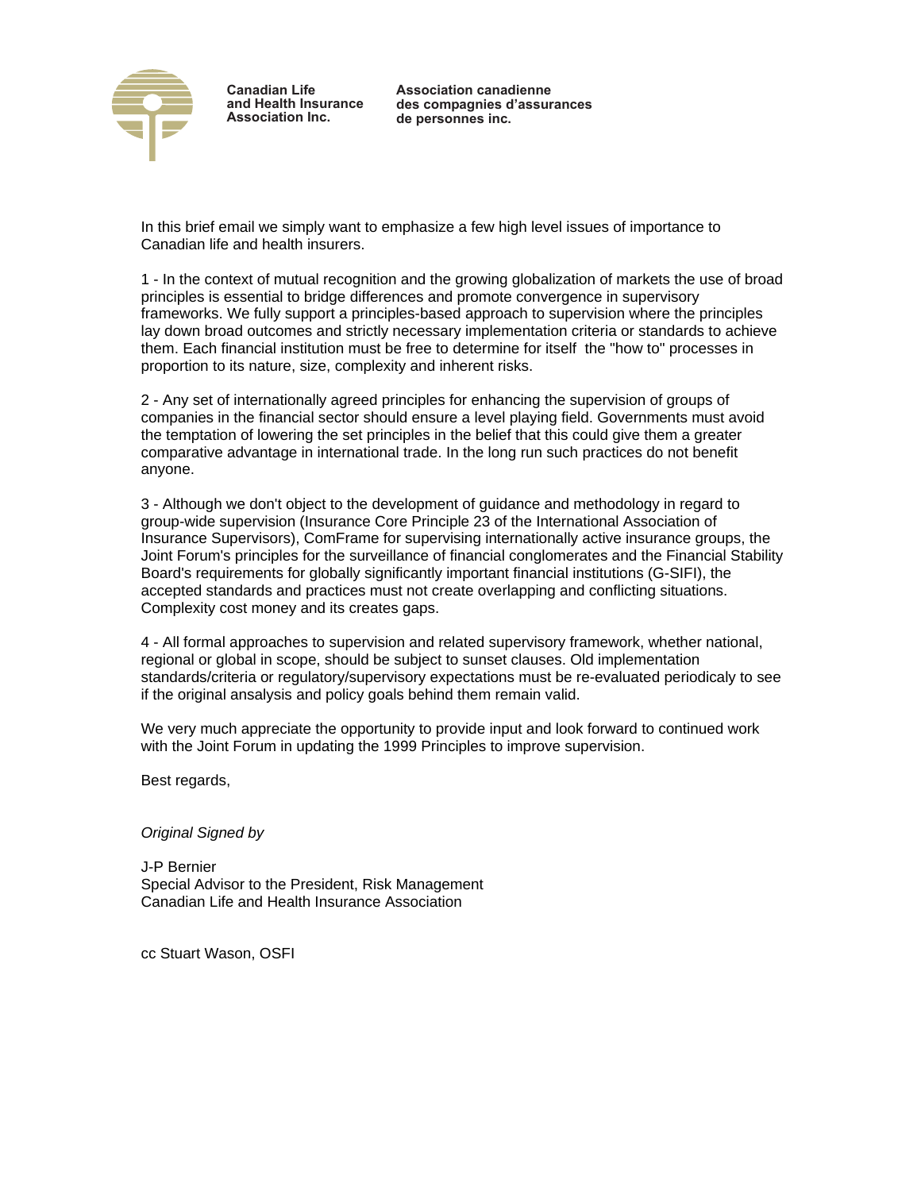**Canadian Life and Health Insurance Association Inc.**

**Association canadienne des compagnies d'assurances de personnes inc.**

In this brief email we simply want to emphasize a few high level issues of importance to Canadian life and health insurers.

1 - In the context of mutual recognition and the growing globalization of markets the use of broad principles is essential to bridge differences and promote convergence in supervisory frameworks. We fully support a principles-based approach to supervision where the principles lay down broad outcomes and strictly necessary implementation criteria or standards to achieve them. Each financial institution must be free to determine for itself the "how to" processes in proportion to its nature, size, complexity and inherent risks.

2 - Any set of internationally agreed principles for enhancing the supervision of groups of companies in the financial sector should ensure a level playing field. Governments must avoid the temptation of lowering the set principles in the belief that this could give them a greater comparative advantage in international trade. In the long run such practices do not benefit anyone.

3 - Although we don't object to the development of guidance and methodology in regard to group-wide supervision (Insurance Core Principle 23 of the International Association of Insurance Supervisors), ComFrame for supervising internationally active insurance groups, the Joint Forum's principles for the surveillance of financial conglomerates and the Financial Stability Board's requirements for globally significantly important financial institutions (G-SIFI), the accepted standards and practices must not create overlapping and conflicting situations. Complexity cost money and its creates gaps.

4 - All formal approaches to supervision and related supervisory framework, whether national, regional or global in scope, should be subject to sunset clauses. Old implementation standards/criteria or regulatory/supervisory expectations must be re-evaluated periodicaly to see if the original ansalysis and policy goals behind them remain valid.

We very much appreciate the opportunity to provide input and look forward to continued work with the Joint Forum in updating the 1999 Principles to improve supervision.

Best regards,

*Original Signed by*

J-P Bernier
Special Advisor to the President, Risk Management
Canadian Life and Health Insurance Association

cc Stuart Wason, OSFI